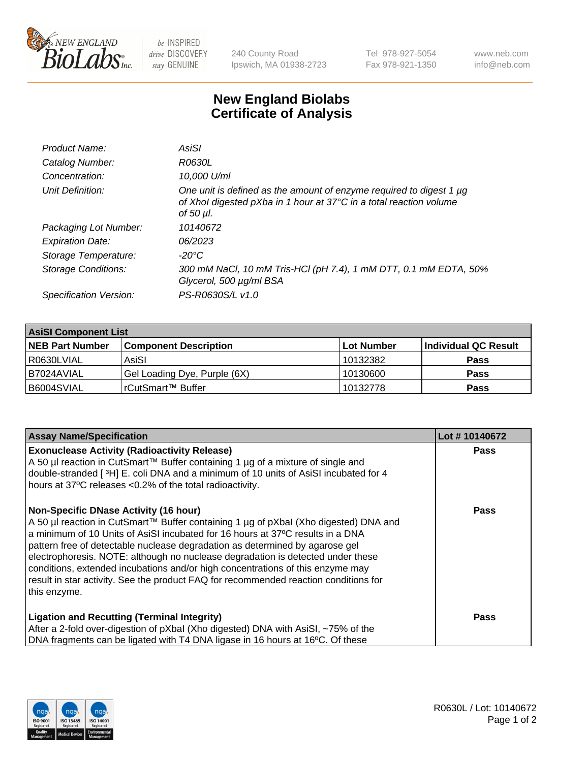# New England Biolabs
# Certificate of Analysis

| | |
|---|---|
| *Product Name:* | *AsiSI* |
| *Catalog Number:* | *R0630L* |
| *Concentration:* | *10,000 U/ml* |
| *Unit Definition:* | *One unit is defined as the amount of enzyme required to digest 1 µg of XhoI digested pXba in 1 hour at 37°C in a total reaction volume of 50 µl.* |
| *Packaging Lot Number:* | *10140672* |
| *Expiration Date:* | *06/2023* |
| *Storage Temperature:* | *-20°C* |
| *Storage Conditions:* | *300 mM NaCl, 10 mM Tris-HCl (pH 7.4), 1 mM DTT, 0.1 mM EDTA, 50% Glycerol, 500 µg/ml BSA* |
| *Specification Version:* | *PS-R0630S/L v1.0* |

| **AsiSI Component List** | | | |
|---|---|---|---|
| **NEB Part Number** | **Component Description** | **Lot Number** | **Individual QC Result** |
| R0630LVIAL | AsiSI | 10132382 | **Pass** |
| B7024AVIAL | Gel Loading Dye, Purple (6X) | 10130600 | **Pass** |
| B6004SVIAL | rCutSmart™ Buffer | 10132778 | **Pass** |

| **Assay Name/Specification** | **Lot # 10140672** |
|---|---|
| **Exonuclease Activity (Radioactivity Release)**<br>A 50 µl reaction in CutSmart™ Buffer containing 1 µg of a mixture of single and double-stranded [ $^3$H] E. coli DNA and a minimum of 10 units of AsiSI incubated for 4 hours at 37ºC releases <0.2% of the total radioactivity. | **Pass** |
| **Non-Specific DNase Activity (16 hour)**<br>A 50 µl reaction in CutSmart™ Buffer containing 1 µg of pXbaI (Xho digested) DNA and a minimum of 10 Units of AsiSI incubated for 16 hours at 37ºC results in a DNA pattern free of detectable nuclease degradation as determined by agarose gel electrophoresis. NOTE: although no nuclease degradation is detected under these conditions, extended incubations and/or high concentrations of this enzyme may result in star activity. See the product FAQ for recommended reaction conditions for this enzyme. | **Pass** |
| **Ligation and Recutting (Terminal Integrity)**<br>After a 2-fold over-digestion of pXbaI (Xho digested) DNA with AsiSI, ~75% of the DNA fragments can be ligated with T4 DNA ligase in 16 hours at 16ºC. Of these | **Pass** |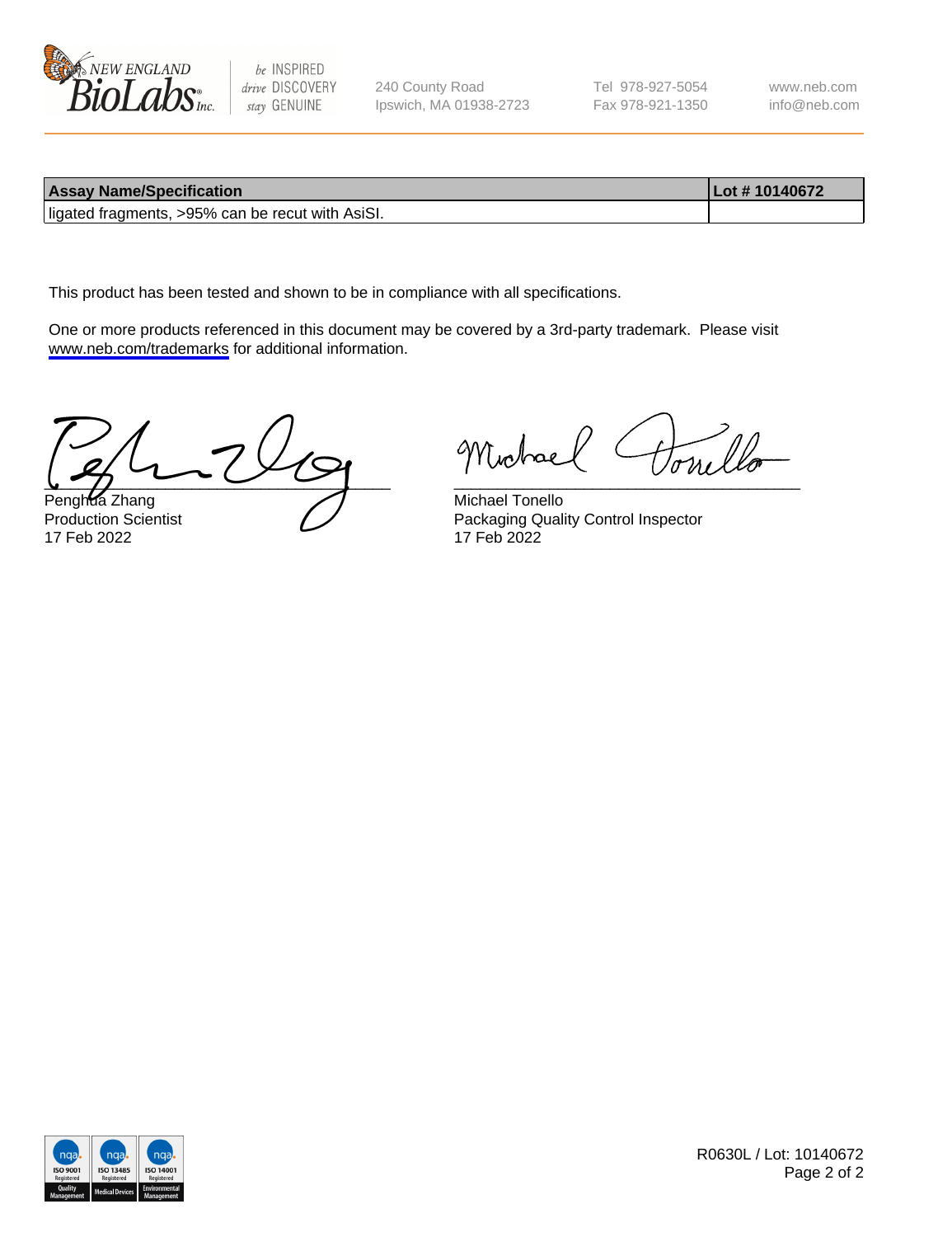| Assay Name/Specification | Lot # 10140672 |
|---|---|
| ligated fragments, >95% can be recut with AsiSI. | |

This product has been tested and shown to be in compliance with all specifications.

One or more products referenced in this document may be covered by a 3rd-party trademark. Please visit www.neb.com/trademarks for additional information.

Penghua Zhang
Production Scientist
17 Feb 2022

Michael Tonello
Packaging Quality Control Inspector
17 Feb 2022

R0630L / Lot: 10140672